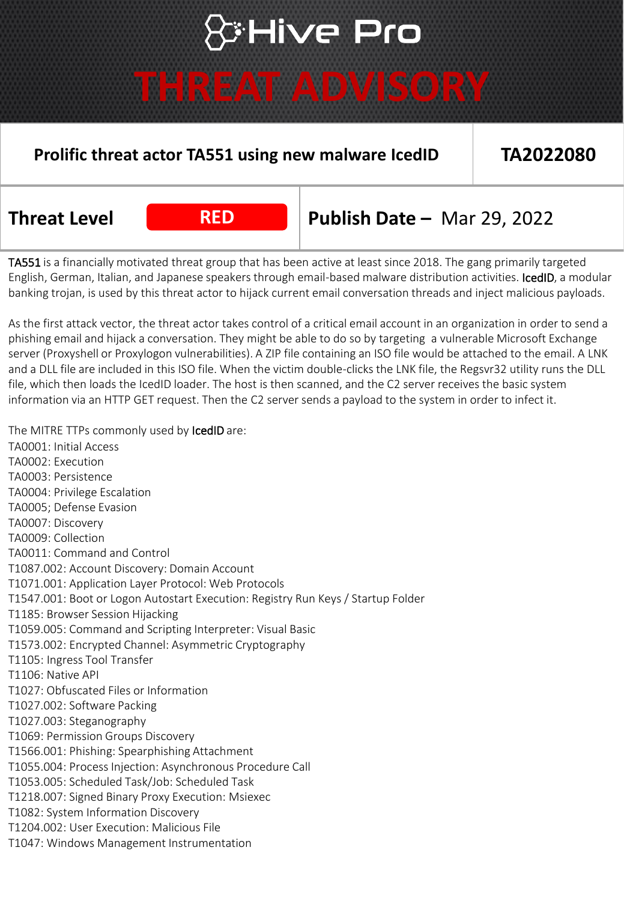# Hive Pro

# THREAT ADVISORY

| Prolific threat actor TA551 using new malware IcedID | TA2022080 |
|---|---|
| **Threat Level** RED | **Publish Date –** Mar 29, 2022 |

TA551 is a financially motivated threat group that has been active at least since 2018. The gang primarily targeted English, German, Italian, and Japanese speakers through email-based malware distribution activities. IcedID, a modular banking trojan, is used by this threat actor to hijack current email conversation threads and inject malicious payloads.

As the first attack vector, the threat actor takes control of a critical email account in an organization in order to send a phishing email and hijack a conversation. They might be able to do so by targeting a vulnerable Microsoft Exchange server (Proxyshell or Proxylogon vulnerabilities). A ZIP file containing an ISO file would be attached to the email. A LNK and a DLL file are included in this ISO file. When the victim double-clicks the LNK file, the Regsvr32 utility runs the DLL file, which then loads the IcedID loader. The host is then scanned, and the C2 server receives the basic system information via an HTTP GET request. Then the C2 server sends a payload to the system in order to infect it.

The MITRE TTPs commonly used by IcedID are:

TA0001: Initial Access
TA0002: Execution
TA0003: Persistence
TA0004: Privilege Escalation
TA0005; Defense Evasion
TA0007: Discovery
TA0009: Collection
TA0011: Command and Control
T1087.002: Account Discovery: Domain Account
T1071.001: Application Layer Protocol: Web Protocols
T1547.001: Boot or Logon Autostart Execution: Registry Run Keys / Startup Folder
T1185: Browser Session Hijacking
T1059.005: Command and Scripting Interpreter: Visual Basic
T1573.002: Encrypted Channel: Asymmetric Cryptography
T1105: Ingress Tool Transfer
T1106: Native API
T1027: Obfuscated Files or Information
T1027.002: Software Packing
T1027.003: Steganography
T1069: Permission Groups Discovery
T1566.001: Phishing: Spearphishing Attachment
T1055.004: Process Injection: Asynchronous Procedure Call
T1053.005: Scheduled Task/Job: Scheduled Task
T1218.007: Signed Binary Proxy Execution: Msiexec
T1082: System Information Discovery
T1204.002: User Execution: Malicious File
T1047: Windows Management Instrumentation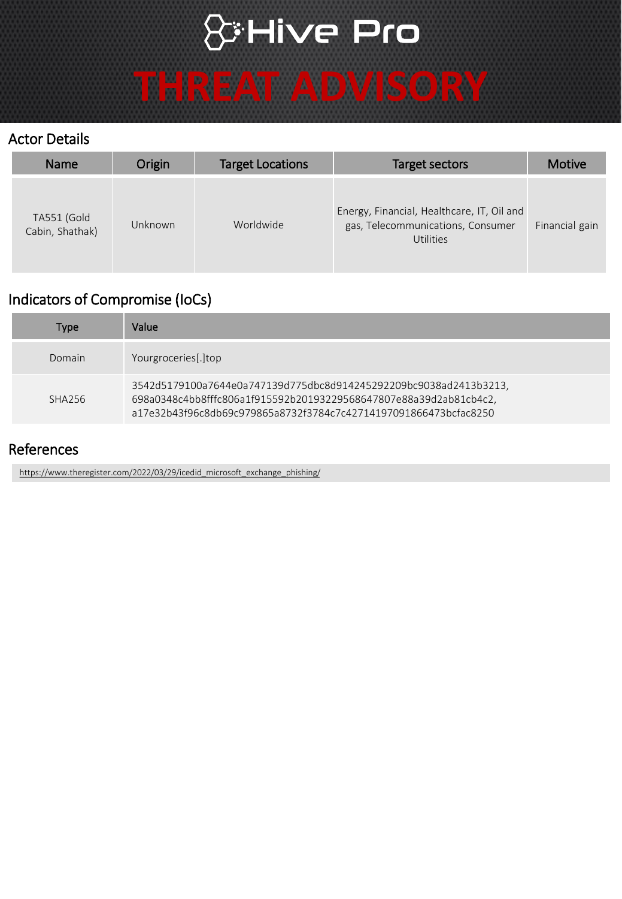# Hive Pro

# THREAT ADVISORY

## Actor Details

| Name | Origin | Target Locations | Target sectors | Motive |
|---|---|---|---|---|
| TA551 (Gold Cabin, Shathak) | Unknown | Worldwide | Energy, Financial, Healthcare, IT, Oil and gas, Telecommunications, Consumer Utilities | Financial gain |

## Indicators of Compromise (IoCs)

| Type | Value |
|---|---|
| Domain | Yourgroceries[.]top |
| SHA256 | 3542d5179100a7644e0a747139d775dbc8d914245292209bc9038ad2413b3213, 698a0348c4bb8fffc806a1f915592b20193229568647807e88a39d2ab81cb4c2, a17e32b43f96c8db69c979865a8732f3784c7c42714197091866473bcfac8250 |

## References

https://www.theregister.com/2022/03/29/icedid_microsoft_exchange_phishing/